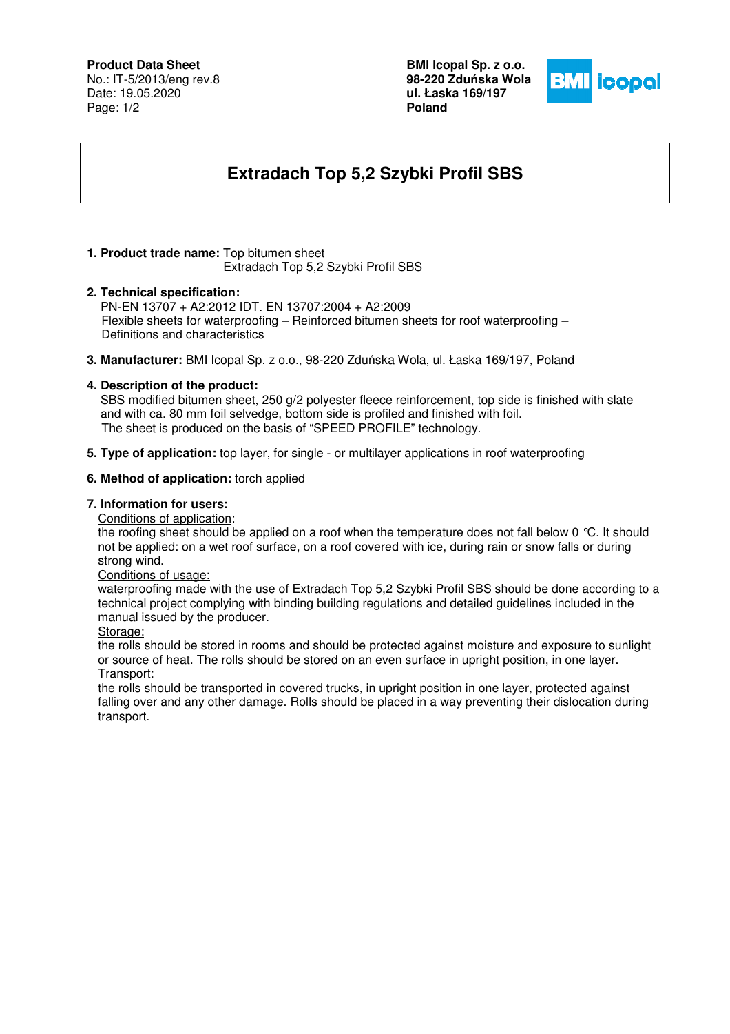**Product Data Sheet**
No.: IT-5/2013/eng rev.8
Date: 19.05.2020

**BMI Icopal Sp. z o.o.**
**98-220 Zduńska Wola**
**ul. Łaska 169/197**
**Poland**

# Extradach Top 5,2 Szybki Profil SBS

1. **Product trade name:** Top bitumen sheet
   Extradach Top 5,2 Szybki Profil SBS

2. **Technical specification:**
   PN-EN 13707 + A2:2012 IDT. EN 13707:2004 + A2:2009
   Flexible sheets for waterproofing – Reinforced bitumen sheets for roof waterproofing – Definitions and characteristics

3. **Manufacturer:** BMI Icopal Sp. z o.o., 98-220 Zduńska Wola, ul. Łaska 169/197, Poland

4. **Description of the product:**
   SBS modified bitumen sheet, 250 g/2 polyester fleece reinforcement, top side is finished with slate and with ca. 80 mm foil selvedge, bottom side is profiled and finished with foil.
   The sheet is produced on the basis of "SPEED PROFILE" technology.

5. **Type of application:** top layer, for single - or multilayer applications in roof waterproofing

6. **Method of application:** torch applied

7. **Information for users:**

   Conditions of application:
   the roofing sheet should be applied on a roof when the temperature does not fall below 0 °C. It should not be applied: on a wet roof surface, on a roof covered with ice, during rain or snow falls or during strong wind.

   Conditions of usage:
   waterproofing made with the use of Extradach Top 5,2 Szybki Profil SBS should be done according to a technical project complying with binding building regulations and detailed guidelines included in the manual issued by the producer.

   Storage:
   the rolls should be stored in rooms and should be protected against moisture and exposure to sunlight or source of heat. The rolls should be stored on an even surface in upright position, in one layer.

   Transport:
   the rolls should be transported in covered trucks, in upright position in one layer, protected against falling over and any other damage. Rolls should be placed in a way preventing their dislocation during transport.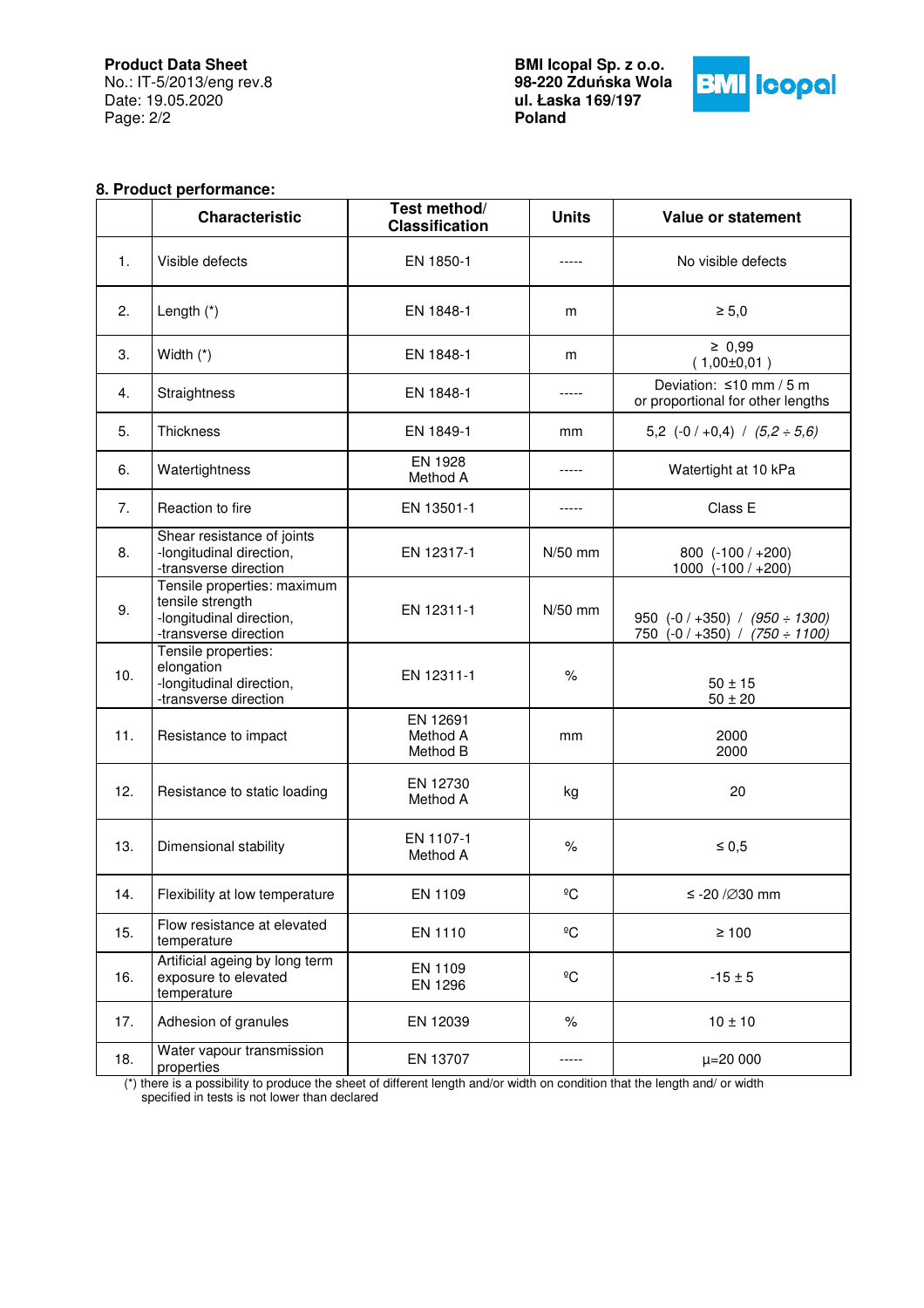## 8. Product performance:

| | Characteristic | Test method/ Classification | Units | Value or statement |
|---|---|---|---|---|
| 1. | Visible defects | EN 1850-1 | ----- | No visible defects |
| 2. | Length (*) | EN 1848-1 | m | ≥ 5,0 |
| 3. | Width (*) | EN 1848-1 | m | ≥ 0,99 ( 1,00±0,01 ) |
| 4. | Straightness | EN 1848-1 | ----- | Deviation: ≤10 mm / 5 m or proportional for other lengths |
| 5. | Thickness | EN 1849-1 | mm | 5,2 (-0 / +0,4) / *(5,2 ÷ 5,6)* |
| 6. | Watertightness | EN 1928 Method A | ----- | Watertight at 10 kPa |
| 7. | Reaction to fire | EN 13501-1 | ----- | Class E |
| 8. | Shear resistance of joints -longitudinal direction, -transverse direction | EN 12317-1 | N/50 mm | 800 (-100 / +200)<br>1000 (-100 / +200) |
| 9. | Tensile properties: maximum tensile strength -longitudinal direction, -transverse direction | EN 12311-1 | N/50 mm | 950 (-0 / +350) / *(950 ÷ 1300)*<br>750 (-0 / +350) / *(750 ÷ 1100)* |
| 10. | Tensile properties: elongation -longitudinal direction, -transverse direction | EN 12311-1 | % | 50 ± 15<br>50 ± 20 |
| 11. | Resistance to impact | EN 12691 Method A Method B | mm | 2000<br>2000 |
| 12. | Resistance to static loading | EN 12730 Method A | kg | 20 |
| 13. | Dimensional stability | EN 1107-1 Method A | % | ≤ 0,5 |
| 14. | Flexibility at low temperature | EN 1109 | ºC | ≤ -20 /∅30 mm |
| 15. | Flow resistance at elevated temperature | EN 1110 | ºC | ≥ 100 |
| 16. | Artificial ageing by long term exposure to elevated temperature | EN 1109 EN 1296 | ºC | -15 ± 5 |
| 17. | Adhesion of granules | EN 12039 | % | 10 ± 10 |
| 18. | Water vapour transmission properties | EN 13707 | ----- | μ=20 000 |

(*) there is a possibility to produce the sheet of different length and/or width on condition that the length and/ or width specified in tests is not lower than declared